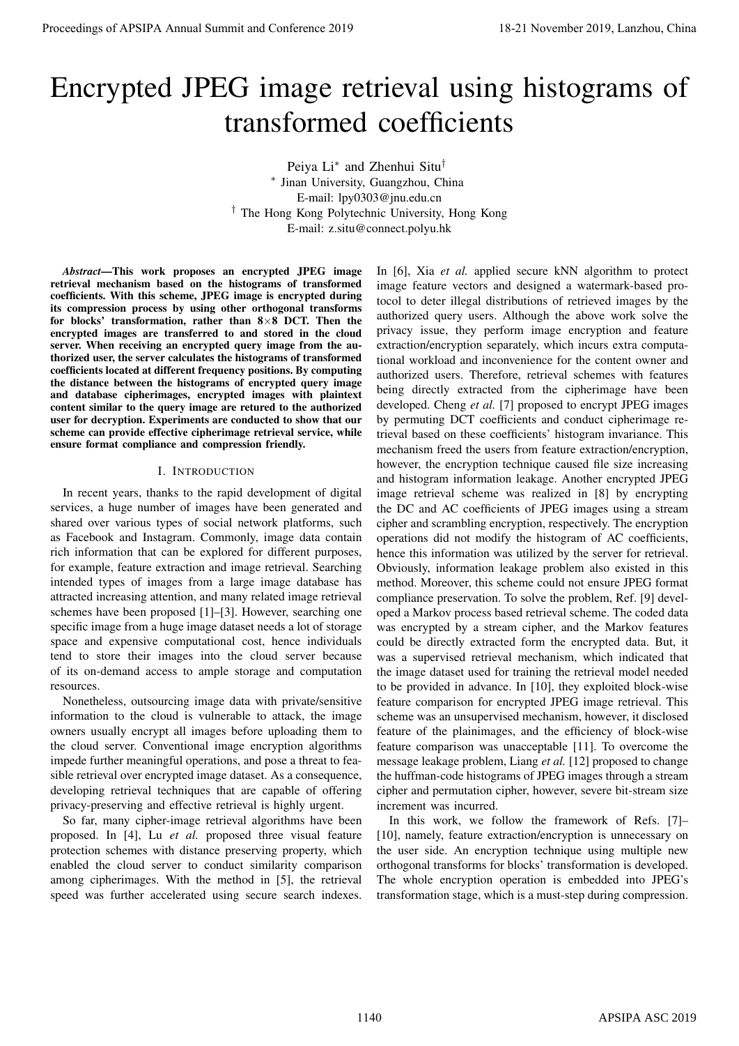# Encrypted JPEG image retrieval using histograms of transformed coefficients

Peiya Li* and Zhenhui Situ†

* Jinan University, Guangzhou, China
E-mail: lpy0303@jnu.edu.cn

† The Hong Kong Polytechnic University, Hong Kong
E-mail: z.situ@connect.polyu.hk

***Abstract*—This work proposes an encrypted JPEG image retrieval mechanism based on the histograms of transformed coefficients. With this scheme, JPEG image is encrypted during its compression process by using other orthogonal transforms for blocks' transformation, rather than 8×8 DCT. Then the encrypted images are transferred to and stored in the cloud server. When receiving an encrypted query image from the authorized user, the server calculates the histograms of transformed coefficients located at different frequency positions. By computing the distance between the histograms of encrypted query image and database cipherimages, encrypted images with plaintext content similar to the query image are retured to the authorized user for decryption. Experiments are conducted to show that our scheme can provide effective cipherimage retrieval service, while ensure format compliance and compression friendly.**

## I. Introduction

In recent years, thanks to the rapid development of digital services, a huge number of images have been generated and shared over various types of social network platforms, such as Facebook and Instagram. Commonly, image data contain rich information that can be explored for different purposes, for example, feature extraction and image retrieval. Searching intended types of images from a large image database has attracted increasing attention, and many related image retrieval schemes have been proposed [1]–[3]. However, searching one specific image from a huge image dataset needs a lot of storage space and expensive computational cost, hence individuals tend to store their images into the cloud server because of its on-demand access to ample storage and computation resources.

Nonetheless, outsourcing image data with private/sensitive information to the cloud is vulnerable to attack, the image owners usually encrypt all images before uploading them to the cloud server. Conventional image encryption algorithms impede further meaningful operations, and pose a threat to feasible retrieval over encrypted image dataset. As a consequence, developing retrieval techniques that are capable of offering privacy-preserving and effective retrieval is highly urgent.

So far, many cipher-image retrieval algorithms have been proposed. In [4], Lu *et al.* proposed three visual feature protection schemes with distance preserving property, which enabled the cloud server to conduct similarity comparison among cipherimages. With the method in [5], the retrieval speed was further accelerated using secure search indexes. In [6], Xia *et al.* applied secure kNN algorithm to protect image feature vectors and designed a watermark-based protocol to deter illegal distributions of retrieved images by the authorized query users. Although the above work solve the privacy issue, they perform image encryption and feature extraction/encryption separately, which incurs extra computational workload and inconvenience for the content owner and authorized users. Therefore, retrieval schemes with features being directly extracted from the cipherimage have been developed. Cheng *et al.* [7] proposed to encrypt JPEG images by permuting DCT coefficients and conduct cipherimage retrieval based on these coefficients' histogram invariance. This mechanism freed the users from feature extraction/encryption, however, the encryption technique caused file size increasing and histogram information leakage. Another encrypted JPEG image retrieval scheme was realized in [8] by encrypting the DC and AC coefficients of JPEG images using a stream cipher and scrambling encryption, respectively. The encryption operations did not modify the histogram of AC coefficients, hence this information was utilized by the server for retrieval. Obviously, information leakage problem also existed in this method. Moreover, this scheme could not ensure JPEG format compliance preservation. To solve the problem, Ref. [9] developed a Markov process based retrieval scheme. The coded data was encrypted by a stream cipher, and the Markov features could be directly extracted form the encrypted data. But, it was a supervised retrieval mechanism, which indicated that the image dataset used for training the retrieval model needed to be provided in advance. In [10], they exploited block-wise feature comparison for encrypted JPEG image retrieval. This scheme was an unsupervised mechanism, however, it disclosed feature of the plainimages, and the efficiency of block-wise feature comparison was unacceptable [11]. To overcome the message leakage problem, Liang *et al.* [12] proposed to change the huffman-code histograms of JPEG images through a stream cipher and permutation cipher, however, severe bit-stream size increment was incurred.

In this work, we follow the framework of Refs. [7]–[10], namely, feature extraction/encryption is unnecessary on the user side. An encryption technique using multiple new orthogonal transforms for blocks' transformation is developed. The whole encryption operation is embedded into JPEG's transformation stage, which is a must-step during compression.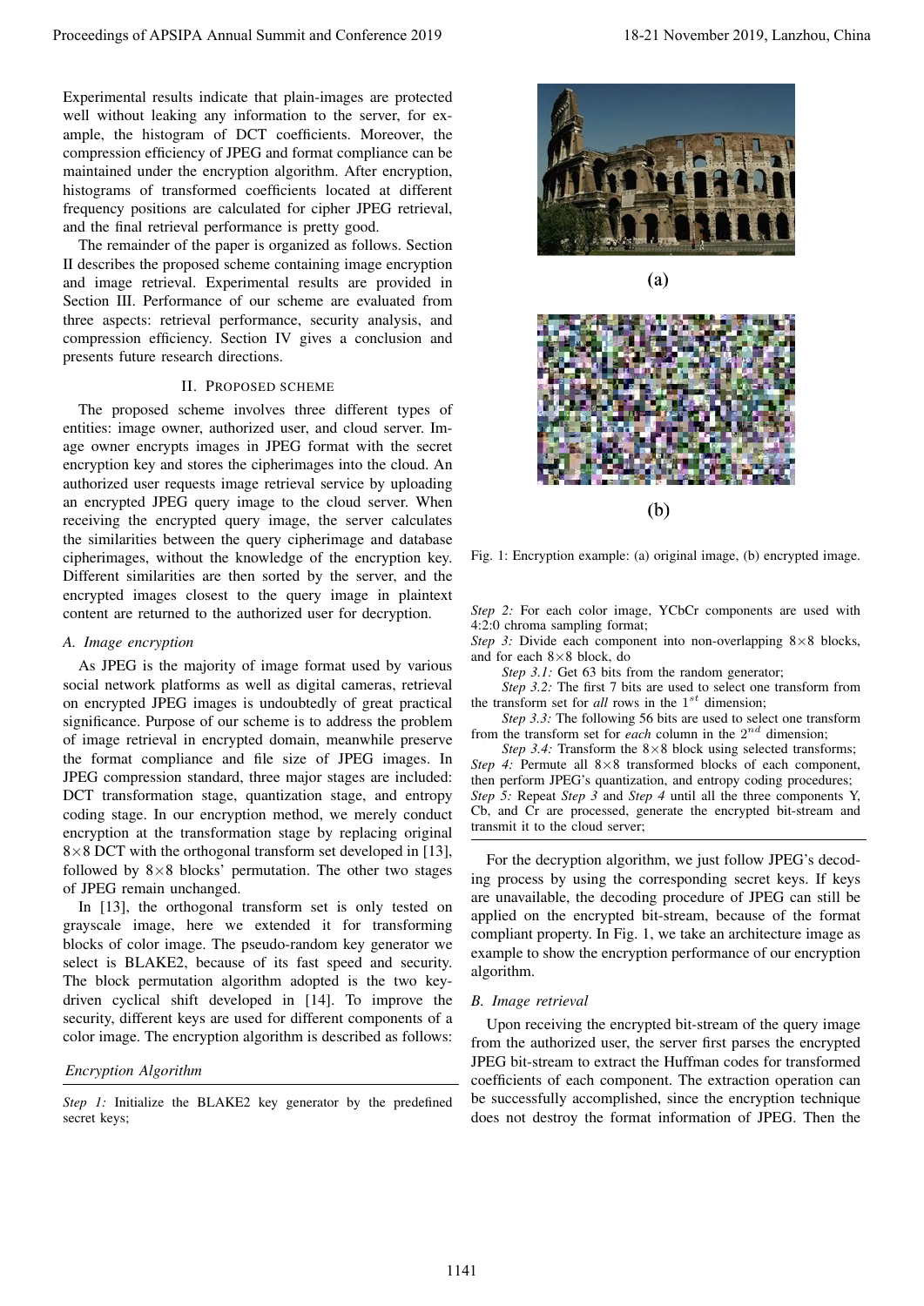Experimental results indicate that plain-images are protected well without leaking any information to the server, for example, the histogram of DCT coefficients. Moreover, the compression efficiency of JPEG and format compliance can be maintained under the encryption algorithm. After encryption, histograms of transformed coefficients located at different frequency positions are calculated for cipher JPEG retrieval, and the final retrieval performance is pretty good.

The remainder of the paper is organized as follows. Section II describes the proposed scheme containing image encryption and image retrieval. Experimental results are provided in Section III. Performance of our scheme are evaluated from three aspects: retrieval performance, security analysis, and compression efficiency. Section IV gives a conclusion and presents future research directions.

## II. Proposed Scheme

The proposed scheme involves three different types of entities: image owner, authorized user, and cloud server. Image owner encrypts images in JPEG format with the secret encryption key and stores the cipherimages into the cloud. An authorized user requests image retrieval service by uploading an encrypted JPEG query image to the cloud server. When receiving the encrypted query image, the server calculates the similarities between the query cipherimage and database cipherimages, without the knowledge of the encryption key. Different similarities are then sorted by the server, and the encrypted images closest to the query image in plaintext content are returned to the authorized user for decryption.

### A. Image encryption

As JPEG is the majority of image format used by various social network platforms as well as digital cameras, retrieval on encrypted JPEG images is undoubtedly of great practical significance. Purpose of our scheme is to address the problem of image retrieval in encrypted domain, meanwhile preserve the format compliance and file size of JPEG images. In JPEG compression standard, three major stages are included: DCT transformation stage, quantization stage, and entropy coding stage. In our encryption method, we merely conduct encryption at the transformation stage by replacing original $8\times8$ DCT with the orthogonal transform set developed in [13], followed by $8\times8$ blocks' permutation. The other two stages of JPEG remain unchanged.

In [13], the orthogonal transform set is only tested on grayscale image, here we extended it for transforming blocks of color image. The pseudo-random key generator we select is BLAKE2, because of its fast speed and security. The block permutation algorithm adopted is the two key-driven cyclical shift developed in [14]. To improve the security, different keys are used for different components of a color image. The encryption algorithm is described as follows:

*Encryption Algorithm*

---

*Step 1:* Initialize the BLAKE2 key generator by the predefined secret keys;

*Step 2:* For each color image, YCbCr components are used with 4:2:0 chroma sampling format;

*Step 3:* Divide each component into non-overlapping $8\times8$ blocks, and for each $8\times8$ block, do

*Step 3.1:* Get 63 bits from the random generator;

*Step 3.2:* The first 7 bits are used to select one transform from the transform set for *all* rows in the $1^{st}$ dimension;

*Step 3.3:* The following 56 bits are used to select one transform from the transform set for *each* column in the $2^{nd}$ dimension;

*Step 3.4:* Transform the $8\times8$ block using selected transforms;

*Step 4:* Permute all $8\times8$ transformed blocks of each component, then perform JPEG's quantization, and entropy coding procedures;

*Step 5:* Repeat *Step 3* and *Step 4* until all the three components Y, Cb, and Cr are processed, generate the encrypted bit-stream and transmit it to the cloud server;

---

Fig. 1: Encryption example: (a) original image, (b) encrypted image.

For the decryption algorithm, we just follow JPEG's decoding process by using the corresponding secret keys. If keys are unavailable, the decoding procedure of JPEG can still be applied on the encrypted bit-stream, because of the format compliant property. In Fig. 1, we take an architecture image as example to show the encryption performance of our encryption algorithm.

### B. Image retrieval

Upon receiving the encrypted bit-stream of the query image from the authorized user, the server first parses the encrypted JPEG bit-stream to extract the Huffman codes for transformed coefficients of each component. The extraction operation can be successfully accomplished, since the encryption technique does not destroy the format information of JPEG. Then the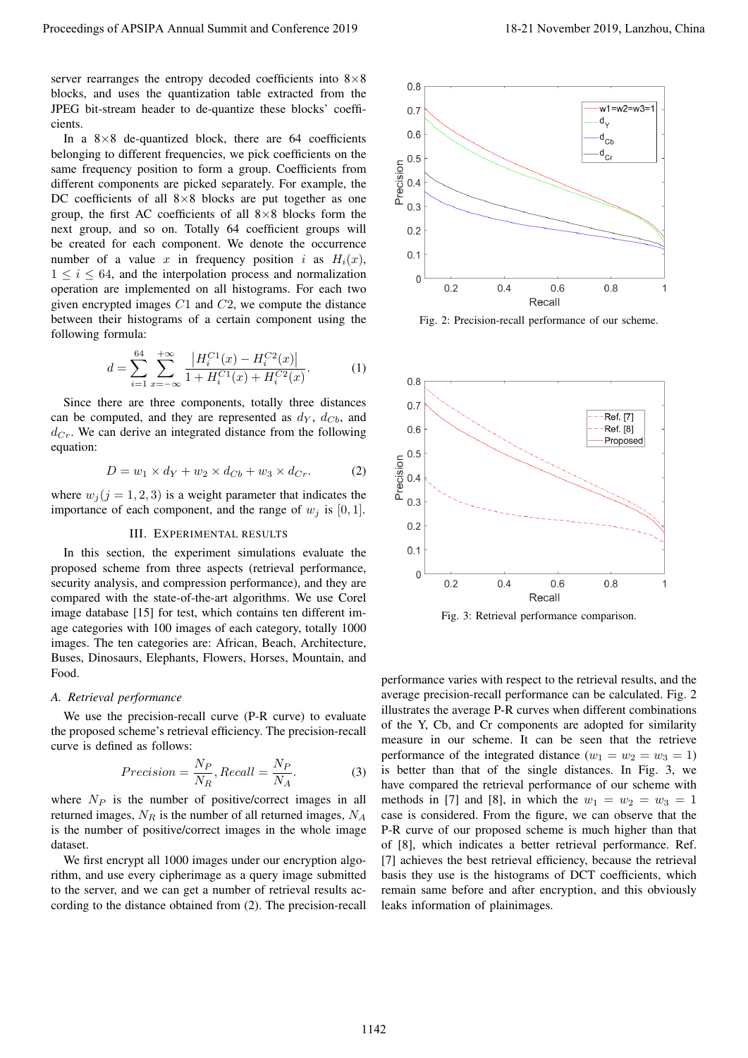server rearranges the entropy decoded coefficients into 8×8 blocks, and uses the quantization table extracted from the JPEG bit-stream header to de-quantize these blocks' coefficients.

In a 8×8 de-quantized block, there are 64 coefficients belonging to different frequencies, we pick coefficients on the same frequency position to form a group. Coefficients from different components are picked separately. For example, the DC coefficients of all 8×8 blocks are put together as one group, the first AC coefficients of all 8×8 blocks form the next group, and so on. Totally 64 coefficient groups will be created for each component. We denote the occurrence number of a value $x$ in frequency position $i$ as $H_i(x)$, $1 \leq i \leq 64$, and the interpolation process and normalization operation are implemented on all histograms. For each two given encrypted images $C1$ and $C2$, we compute the distance between their histograms of a certain component using the following formula:

$$d = \sum_{i=1}^{64} \sum_{x=-\infty}^{+\infty} \frac{\left|H_i^{C1}(x) - H_i^{C2}(x)\right|}{1 + H_i^{C1}(x) + H_i^{C2}(x)}. \tag{1}$$

Since there are three components, totally three distances can be computed, and they are represented as $d_Y$, $d_{Cb}$, and $d_{Cr}$. We can derive an integrated distance from the following equation:

$$D = w_1 \times d_Y + w_2 \times d_{Cb} + w_3 \times d_{Cr}. \tag{2}$$

where $w_j (j = 1, 2, 3)$ is a weight parameter that indicates the importance of each component, and the range of $w_j$ is $[0, 1]$.

## III. Experimental Results

In this section, the experiment simulations evaluate the proposed scheme from three aspects (retrieval performance, security analysis, and compression performance), and they are compared with the state-of-the-art algorithms. We use Corel image database [15] for test, which contains ten different image categories with 100 images of each category, totally 1000 images. The ten categories are: African, Beach, Architecture, Buses, Dinosaurs, Elephants, Flowers, Horses, Mountain, and Food.

### *A. Retrieval performance*

We use the precision-recall curve (P-R curve) to evaluate the proposed scheme's retrieval efficiency. The precision-recall curve is defined as follows:

$$Precision = \frac{N_P}{N_R}, Recall = \frac{N_P}{N_A}. \tag{3}$$

where $N_P$ is the number of positive/correct images in all returned images, $N_R$ is the number of all returned images, $N_A$ is the number of positive/correct images in the whole image dataset.

We first encrypt all 1000 images under our encryption algorithm, and use every cipherimage as a query image submitted to the server, and we can get a number of retrieval results according to the distance obtained from (2). The precision-recall performance varies with respect to the retrieval results, and the average precision-recall performance can be calculated. Fig. 2 illustrates the average P-R curves when different combinations of the Y, Cb, and Cr components are adopted for similarity measure in our scheme. It can be seen that the retrieve performance of the integrated distance ($w_1 = w_2 = w_3 = 1$) is better than that of the single distances. In Fig. 3, we have compared the retrieval performance of our scheme with methods in [7] and [8], in which the $w_1 = w_2 = w_3 = 1$ case is considered. From the figure, we can observe that the P-R curve of our proposed scheme is much higher than that of [8], which indicates a better retrieval performance. Ref. [7] achieves the best retrieval efficiency, because the retrieval basis they use is the histograms of DCT coefficients, which remain same before and after encryption, and this obviously leaks information of plainimages.

Fig. 2: Precision-recall performance of our scheme.

Fig. 3: Retrieval performance comparison.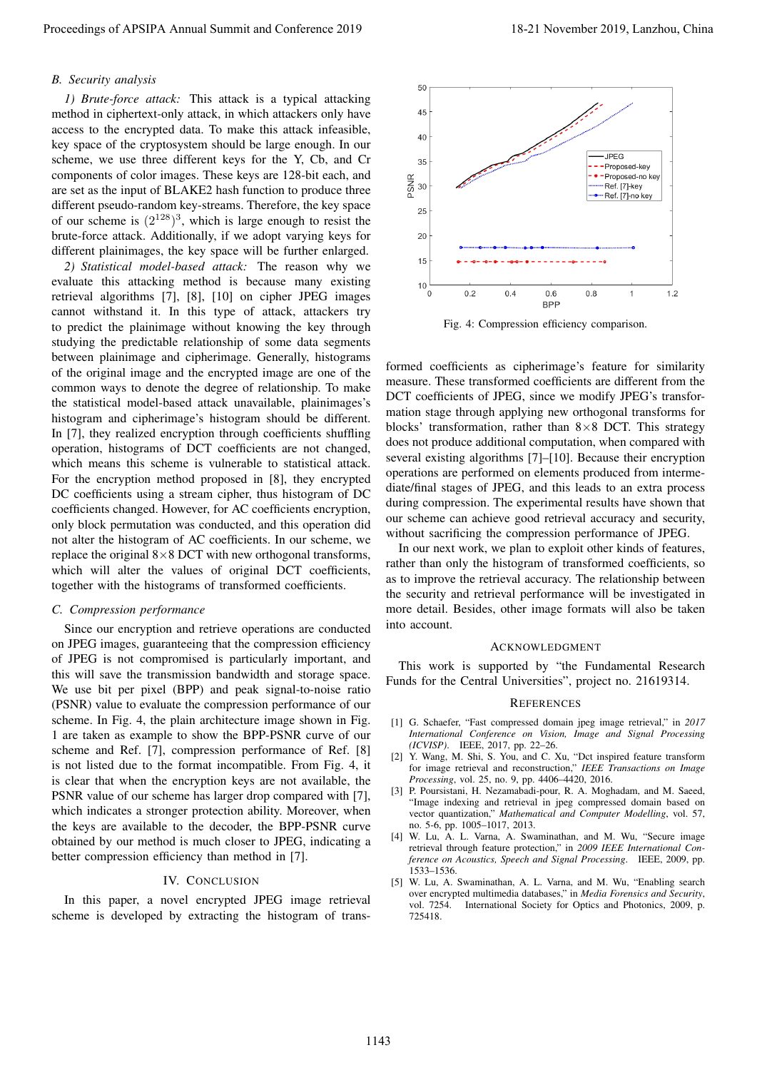### B. Security analysis

*1) Brute-force attack:* This attack is a typical attacking method in ciphertext-only attack, in which attackers only have access to the encrypted data. To make this attack infeasible, key space of the cryptosystem should be large enough. In our scheme, we use three different keys for the Y, Cb, and Cr components of color images. These keys are 128-bit each, and are set as the input of BLAKE2 hash function to produce three different pseudo-random key-streams. Therefore, the key space of our scheme is $(2^{128})^3$, which is large enough to resist the brute-force attack. Additionally, if we adopt varying keys for different plainimages, the key space will be further enlarged.

*2) Statistical model-based attack:* The reason why we evaluate this attacking method is because many existing retrieval algorithms [7], [8], [10] on cipher JPEG images cannot withstand it. In this type of attack, attackers try to predict the plainimage without knowing the key through studying the predictable relationship of some data segments between plainimage and cipherimage. Generally, histograms of the original image and the encrypted image are one of the common ways to denote the degree of relationship. To make the statistical model-based attack unavailable, plainimages's histogram and cipherimage's histogram should be different. In [7], they realized encryption through coefficients shuffling operation, histograms of DCT coefficients are not changed, which means this scheme is vulnerable to statistical attack. For the encryption method proposed in [8], they encrypted DC coefficients using a stream cipher, thus histogram of DC coefficients changed. However, for AC coefficients encryption, only block permutation was conducted, and this operation did not alter the histogram of AC coefficients. In our scheme, we replace the original $8\times8$ DCT with new orthogonal transforms, which will alter the values of original DCT coefficients, together with the histograms of transformed coefficients.

### C. Compression performance

Since our encryption and retrieve operations are conducted on JPEG images, guaranteeing that the compression efficiency of JPEG is not compromised is particularly important, and this will save the transmission bandwidth and storage space. We use bit per pixel (BPP) and peak signal-to-noise ratio (PSNR) value to evaluate the compression performance of our scheme. In Fig. 4, the plain architecture image shown in Fig. 1 are taken as example to show the BPP-PSNR curve of our scheme and Ref. [7], compression performance of Ref. [8] is not listed due to the format incompatible. From Fig. 4, it is clear that when the encryption keys are not available, the PSNR value of our scheme has larger drop compared with [7], which indicates a stronger protection ability. Moreover, when the keys are available to the decoder, the BPP-PSNR curve obtained by our method is much closer to JPEG, indicating a better compression efficiency than method in [7].

Fig. 4: Compression efficiency comparison.

## IV. Conclusion

In this paper, a novel encrypted JPEG image retrieval scheme is developed by extracting the histogram of transformed coefficients as cipherimage's feature for similarity measure. These transformed coefficients are different from the DCT coefficients of JPEG, since we modify JPEG's transformation stage through applying new orthogonal transforms for blocks' transformation, rather than $8\times8$ DCT. This strategy does not produce additional computation, when compared with several existing algorithms [7]–[10]. Because their encryption operations are performed on elements produced from intermediate/final stages of JPEG, and this leads to an extra process during compression. The experimental results have shown that our scheme can achieve good retrieval accuracy and security, without sacrificing the compression performance of JPEG.

In our next work, we plan to exploit other kinds of features, rather than only the histogram of transformed coefficients, so as to improve the retrieval accuracy. The relationship between the security and retrieval performance will be investigated in more detail. Besides, other image formats will also be taken into account.

## Acknowledgment

This work is supported by "the Fundamental Research Funds for the Central Universities", project no. 21619314.

## References

[1] G. Schaefer, "Fast compressed domain jpeg image retrieval," in *2017 International Conference on Vision, Image and Signal Processing (ICVISP)*. IEEE, 2017, pp. 22–26.

[2] Y. Wang, M. Shi, S. You, and C. Xu, "Dct inspired feature transform for image retrieval and reconstruction," *IEEE Transactions on Image Processing*, vol. 25, no. 9, pp. 4406–4420, 2016.

[3] P. Poursistani, H. Nezamabadi-pour, R. A. Moghadam, and M. Saeed, "Image indexing and retrieval in jpeg compressed domain based on vector quantization," *Mathematical and Computer Modelling*, vol. 57, no. 5-6, pp. 1005–1017, 2013.

[4] W. Lu, A. L. Varna, A. Swaminathan, and M. Wu, "Secure image retrieval through feature protection," in *2009 IEEE International Conference on Acoustics, Speech and Signal Processing*. IEEE, 2009, pp. 1533–1536.

[5] W. Lu, A. Swaminathan, A. L. Varna, and M. Wu, "Enabling search over encrypted multimedia databases," in *Media Forensics and Security*, vol. 7254. International Society for Optics and Photonics, 2009, p. 725418.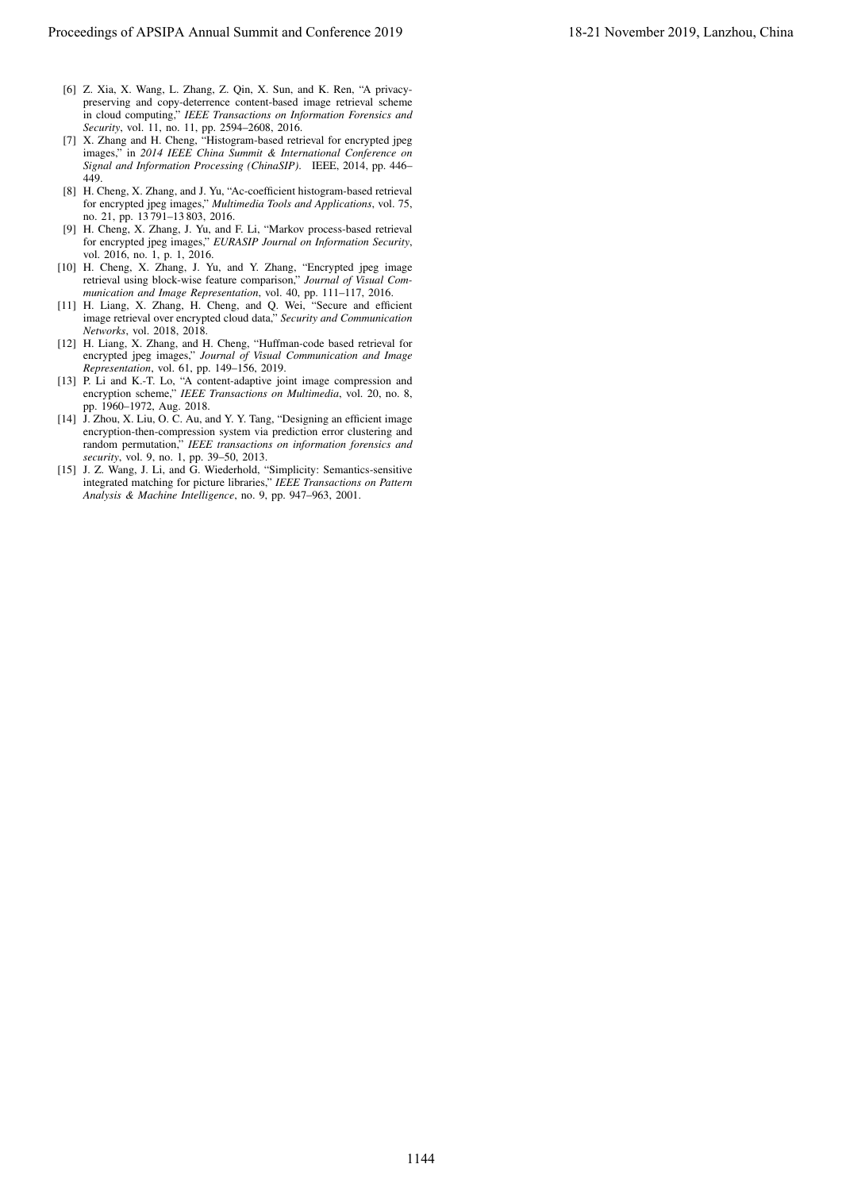[6] Z. Xia, X. Wang, L. Zhang, Z. Qin, X. Sun, and K. Ren, "A privacy-preserving and copy-deterrence content-based image retrieval scheme in cloud computing," *IEEE Transactions on Information Forensics and Security*, vol. 11, no. 11, pp. 2594–2608, 2016.

[7] X. Zhang and H. Cheng, "Histogram-based retrieval for encrypted jpeg images," in *2014 IEEE China Summit & International Conference on Signal and Information Processing (ChinaSIP)*. IEEE, 2014, pp. 446–449.

[8] H. Cheng, X. Zhang, and J. Yu, "Ac-coefficient histogram-based retrieval for encrypted jpeg images," *Multimedia Tools and Applications*, vol. 75, no. 21, pp. 13 791–13 803, 2016.

[9] H. Cheng, X. Zhang, J. Yu, and F. Li, "Markov process-based retrieval for encrypted jpeg images," *EURASIP Journal on Information Security*, vol. 2016, no. 1, p. 1, 2016.

[10] H. Cheng, X. Zhang, J. Yu, and Y. Zhang, "Encrypted jpeg image retrieval using block-wise feature comparison," *Journal of Visual Communication and Image Representation*, vol. 40, pp. 111–117, 2016.

[11] H. Liang, X. Zhang, H. Cheng, and Q. Wei, "Secure and efficient image retrieval over encrypted cloud data," *Security and Communication Networks*, vol. 2018, 2018.

[12] H. Liang, X. Zhang, and H. Cheng, "Huffman-code based retrieval for encrypted jpeg images," *Journal of Visual Communication and Image Representation*, vol. 61, pp. 149–156, 2019.

[13] P. Li and K.-T. Lo, "A content-adaptive joint image compression and encryption scheme," *IEEE Transactions on Multimedia*, vol. 20, no. 8, pp. 1960–1972, Aug. 2018.

[14] J. Zhou, X. Liu, O. C. Au, and Y. Y. Tang, "Designing an efficient image encryption-then-compression system via prediction error clustering and random permutation," *IEEE transactions on information forensics and security*, vol. 9, no. 1, pp. 39–50, 2013.

[15] J. Z. Wang, J. Li, and G. Wiederhold, "Simplicity: Semantics-sensitive integrated matching for picture libraries," *IEEE Transactions on Pattern Analysis & Machine Intelligence*, no. 9, pp. 947–963, 2001.